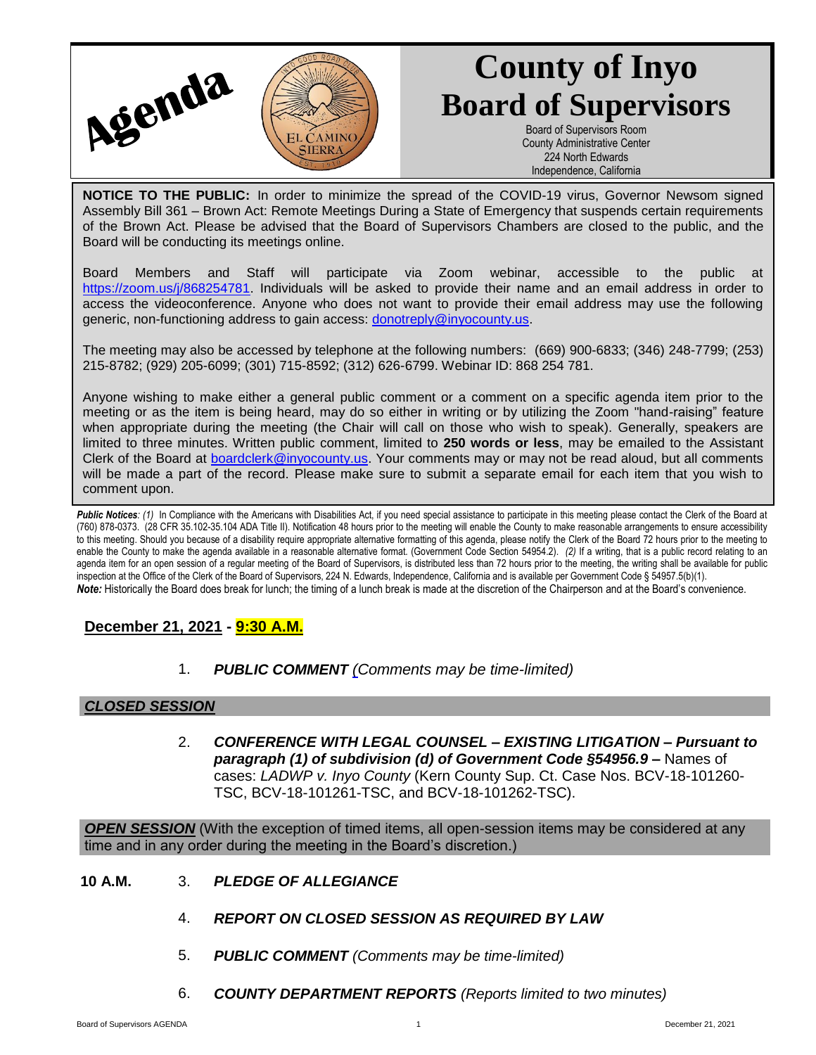# Agenda

# County of Inyo Board of Supervisors

Board of Supervisors Room
County Administrative Center
224 North Edwards
Independence, California

**NOTICE TO THE PUBLIC:** In order to minimize the spread of the COVID-19 virus, Governor Newsom signed Assembly Bill 361 – Brown Act: Remote Meetings During a State of Emergency that suspends certain requirements of the Brown Act. Please be advised that the Board of Supervisors Chambers are closed to the public, and the Board will be conducting its meetings online.

Board Members and Staff will participate via Zoom webinar, accessible to the public at https://zoom.us/j/868254781. Individuals will be asked to provide their name and an email address in order to access the videoconference. Anyone who does not want to provide their email address may use the following generic, non-functioning address to gain access: donotreply@inyocounty.us.

The meeting may also be accessed by telephone at the following numbers: (669) 900-6833; (346) 248-7799; (253) 215-8782; (929) 205-6099; (301) 715-8592; (312) 626-6799. Webinar ID: 868 254 781.

Anyone wishing to make either a general public comment or a comment on a specific agenda item prior to the meeting or as the item is being heard, may do so either in writing or by utilizing the Zoom "hand-raising" feature when appropriate during the meeting (the Chair will call on those who wish to speak). Generally, speakers are limited to three minutes. Written public comment, limited to **250 words or less**, may be emailed to the Assistant Clerk of the Board at boardclerk@inyocounty.us. Your comments may or may not be read aloud, but all comments will be made a part of the record. Please make sure to submit a separate email for each item that you wish to comment upon.

***Public Notices**: (1)* In Compliance with the Americans with Disabilities Act, if you need special assistance to participate in this meeting please contact the Clerk of the Board at (760) 878-0373. (28 CFR 35.102-35.104 ADA Title II). Notification 48 hours prior to the meeting will enable the County to make reasonable arrangements to ensure accessibility to this meeting. Should you because of a disability require appropriate alternative formatting of this agenda, please notify the Clerk of the Board 72 hours prior to the meeting to enable the County to make the agenda available in a reasonable alternative format. (Government Code Section 54954.2). *(2)* If a writing, that is a public record relating to an agenda item for an open session of a regular meeting of the Board of Supervisors, is distributed less than 72 hours prior to the meeting, the writing shall be available for public inspection at the Office of the Clerk of the Board of Supervisors, 224 N. Edwards, Independence, California and is available per Government Code § 54957.5(b)(1).
***Note:*** Historically the Board does break for lunch; the timing of a lunch break is made at the discretion of the Chairperson and at the Board's convenience.

**December 21, 2021 - 9:30 A.M.**

1. ***PUBLIC COMMENT*** *(Comments may be time-limited)*

***CLOSED SESSION***

2. ***CONFERENCE WITH LEGAL COUNSEL – EXISTING LITIGATION – Pursuant to paragraph (1) of subdivision (d) of Government Code §54956.9 –*** Names of cases: *LADWP v. Inyo County* (Kern County Sup. Ct. Case Nos. BCV-18-101260-TSC, BCV-18-101261-TSC, and BCV-18-101262-TSC).

***OPEN SESSION*** (With the exception of timed items, all open-session items may be considered at any time and in any order during the meeting in the Board's discretion.)

**10 A.M.** 3. ***PLEDGE OF ALLEGIANCE***

4. ***REPORT ON CLOSED SESSION AS REQUIRED BY LAW***

5. ***PUBLIC COMMENT*** *(Comments may be time-limited)*

6. ***COUNTY DEPARTMENT REPORTS*** *(Reports limited to two minutes)*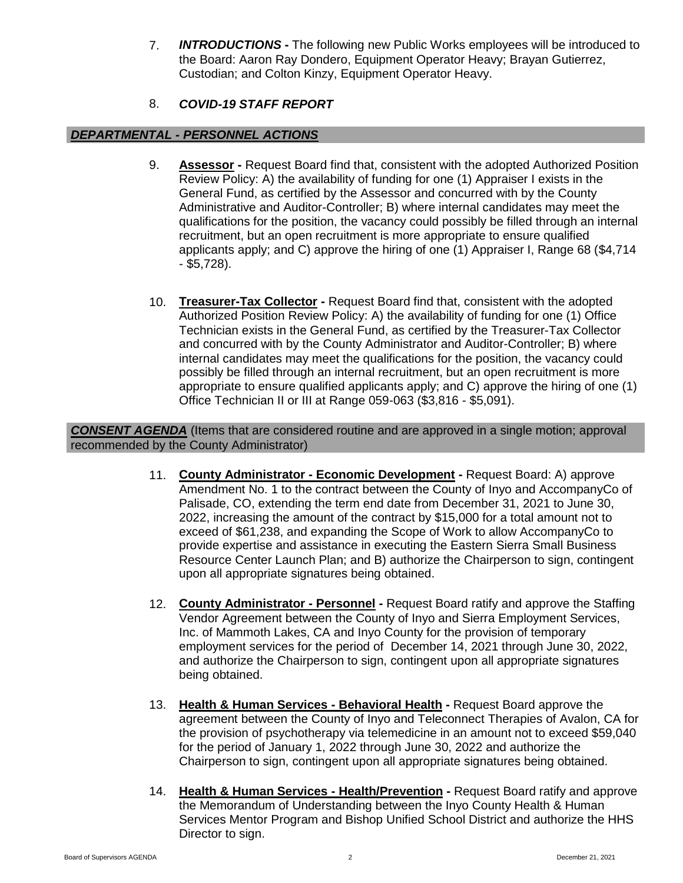7. ***INTRODUCTIONS -*** The following new Public Works employees will be introduced to the Board: Aaron Ray Dondero, Equipment Operator Heavy; Brayan Gutierrez, Custodian; and Colton Kinzy, Equipment Operator Heavy.

8. ***COVID-19 STAFF REPORT***

## *DEPARTMENTAL - PERSONNEL ACTIONS*

9. **Assessor -** Request Board find that, consistent with the adopted Authorized Position Review Policy: A) the availability of funding for one (1) Appraiser I exists in the General Fund, as certified by the Assessor and concurred with by the County Administrative and Auditor-Controller; B) where internal candidates may meet the qualifications for the position, the vacancy could possibly be filled through an internal recruitment, but an open recruitment is more appropriate to ensure qualified applicants apply; and C) approve the hiring of one (1) Appraiser I, Range 68 ($4,714 - $5,728).

10. **Treasurer-Tax Collector -** Request Board find that, consistent with the adopted Authorized Position Review Policy: A) the availability of funding for one (1) Office Technician exists in the General Fund, as certified by the Treasurer-Tax Collector and concurred with by the County Administrator and Auditor-Controller; B) where internal candidates may meet the qualifications for the position, the vacancy could possibly be filled through an internal recruitment, but an open recruitment is more appropriate to ensure qualified applicants apply; and C) approve the hiring of one (1) Office Technician II or III at Range 059-063 ($3,816 - $5,091).

## ***CONSENT AGENDA*** (Items that are considered routine and are approved in a single motion; approval recommended by the County Administrator)

11. **County Administrator - Economic Development -** Request Board: A) approve Amendment No. 1 to the contract between the County of Inyo and AccompanyCo of Palisade, CO, extending the term end date from December 31, 2021 to June 30, 2022, increasing the amount of the contract by $15,000 for a total amount not to exceed of $61,238, and expanding the Scope of Work to allow AccompanyCo to provide expertise and assistance in executing the Eastern Sierra Small Business Resource Center Launch Plan; and B) authorize the Chairperson to sign, contingent upon all appropriate signatures being obtained.

12. **County Administrator - Personnel -** Request Board ratify and approve the Staffing Vendor Agreement between the County of Inyo and Sierra Employment Services, Inc. of Mammoth Lakes, CA and Inyo County for the provision of temporary employment services for the period of December 14, 2021 through June 30, 2022, and authorize the Chairperson to sign, contingent upon all appropriate signatures being obtained.

13. **Health & Human Services - Behavioral Health -** Request Board approve the agreement between the County of Inyo and Teleconnect Therapies of Avalon, CA for the provision of psychotherapy via telemedicine in an amount not to exceed $59,040 for the period of January 1, 2022 through June 30, 2022 and authorize the Chairperson to sign, contingent upon all appropriate signatures being obtained.

14. **Health & Human Services - Health/Prevention -** Request Board ratify and approve the Memorandum of Understanding between the Inyo County Health & Human Services Mentor Program and Bishop Unified School District and authorize the HHS Director to sign.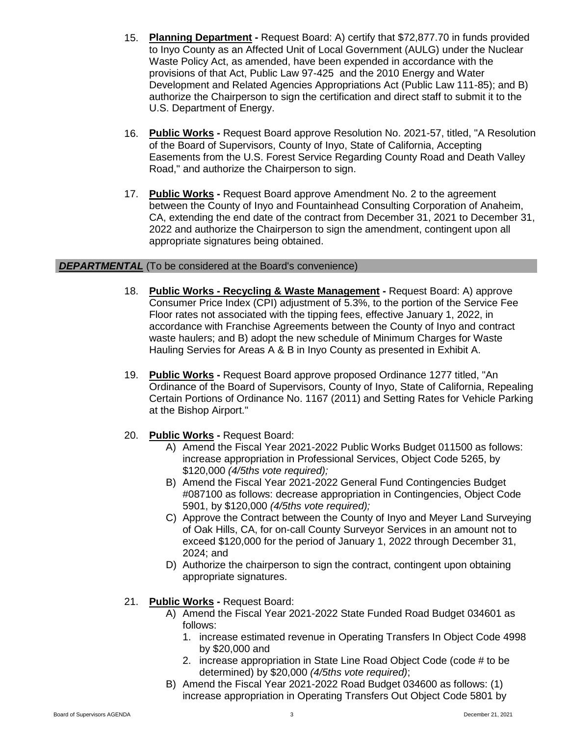15. **Planning Department -** Request Board: A) certify that $72,877.70 in funds provided to Inyo County as an Affected Unit of Local Government (AULG) under the Nuclear Waste Policy Act, as amended, have been expended in accordance with the provisions of that Act, Public Law 97-425 and the 2010 Energy and Water Development and Related Agencies Appropriations Act (Public Law 111-85); and B) authorize the Chairperson to sign the certification and direct staff to submit it to the U.S. Department of Energy.

16. **Public Works -** Request Board approve Resolution No. 2021-57, titled, "A Resolution of the Board of Supervisors, County of Inyo, State of California, Accepting Easements from the U.S. Forest Service Regarding County Road and Death Valley Road," and authorize the Chairperson to sign.

17. **Public Works -** Request Board approve Amendment No. 2 to the agreement between the County of Inyo and Fountainhead Consulting Corporation of Anaheim, CA, extending the end date of the contract from December 31, 2021 to December 31, 2022 and authorize the Chairperson to sign the amendment, contingent upon all appropriate signatures being obtained.

***DEPARTMENTAL*** (To be considered at the Board's convenience)

18. **Public Works - Recycling & Waste Management -** Request Board: A) approve Consumer Price Index (CPI) adjustment of 5.3%, to the portion of the Service Fee Floor rates not associated with the tipping fees, effective January 1, 2022, in accordance with Franchise Agreements between the County of Inyo and contract waste haulers; and B) adopt the new schedule of Minimum Charges for Waste Hauling Servies for Areas A & B in Inyo County as presented in Exhibit A.

19. **Public Works -** Request Board approve proposed Ordinance 1277 titled, "An Ordinance of the Board of Supervisors, County of Inyo, State of California, Repealing Certain Portions of Ordinance No. 1167 (2011) and Setting Rates for Vehicle Parking at the Bishop Airport."

20. **Public Works -** Request Board:
    A) Amend the Fiscal Year 2021-2022 Public Works Budget 011500 as follows: increase appropriation in Professional Services, Object Code 5265, by $120,000 *(4/5ths vote required);*
    B) Amend the Fiscal Year 2021-2022 General Fund Contingencies Budget #087100 as follows: decrease appropriation in Contingencies, Object Code 5901, by $120,000 *(4/5ths vote required);*
    C) Approve the Contract between the County of Inyo and Meyer Land Surveying of Oak Hills, CA, for on-call County Surveyor Services in an amount not to exceed $120,000 for the period of January 1, 2022 through December 31, 2024; and
    D) Authorize the chairperson to sign the contract, contingent upon obtaining appropriate signatures.

21. **Public Works -** Request Board:
    A) Amend the Fiscal Year 2021-2022 State Funded Road Budget 034601 as follows:
       1. increase estimated revenue in Operating Transfers In Object Code 4998 by $20,000 and
       2. increase appropriation in State Line Road Object Code (code # to be determined) by $20,000 *(4/5ths vote required)*;
    B) Amend the Fiscal Year 2021-2022 Road Budget 034600 as follows: (1) increase appropriation in Operating Transfers Out Object Code 5801 by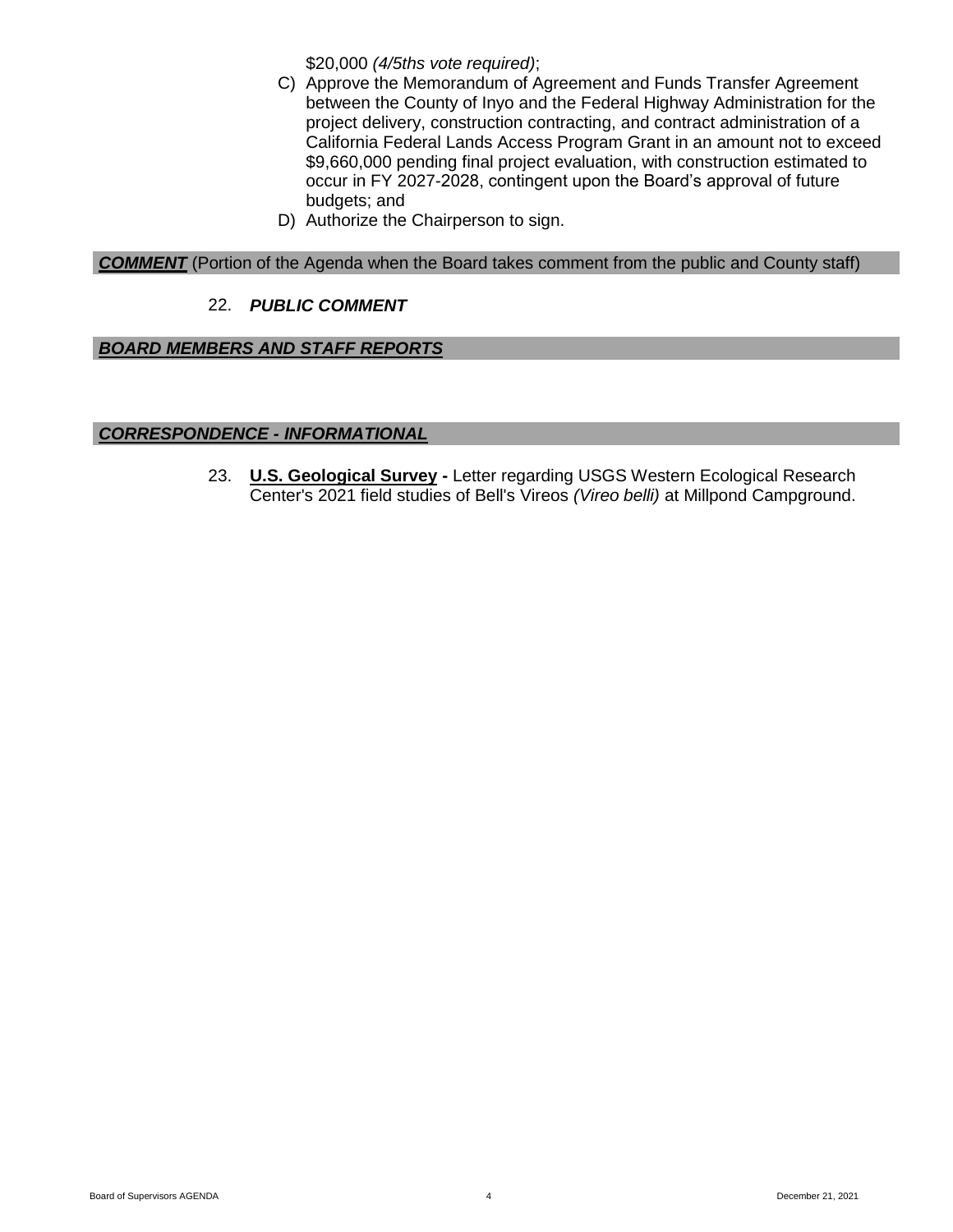\$20,000 *(4/5ths vote required)*;

C) Approve the Memorandum of Agreement and Funds Transfer Agreement between the County of Inyo and the Federal Highway Administration for the project delivery, construction contracting, and contract administration of a California Federal Lands Access Program Grant in an amount not to exceed \$9,660,000 pending final project evaluation, with construction estimated to occur in FY 2027-2028, contingent upon the Board's approval of future budgets; and

D) Authorize the Chairperson to sign.

***COMMENT*** (Portion of the Agenda when the Board takes comment from the public and County staff)

22. ***PUBLIC COMMENT***

***BOARD MEMBERS AND STAFF REPORTS***

***CORRESPONDENCE - INFORMATIONAL***

23. **U.S. Geological Survey -** Letter regarding USGS Western Ecological Research Center's 2021 field studies of Bell's Vireos *(Vireo belli)* at Millpond Campground.